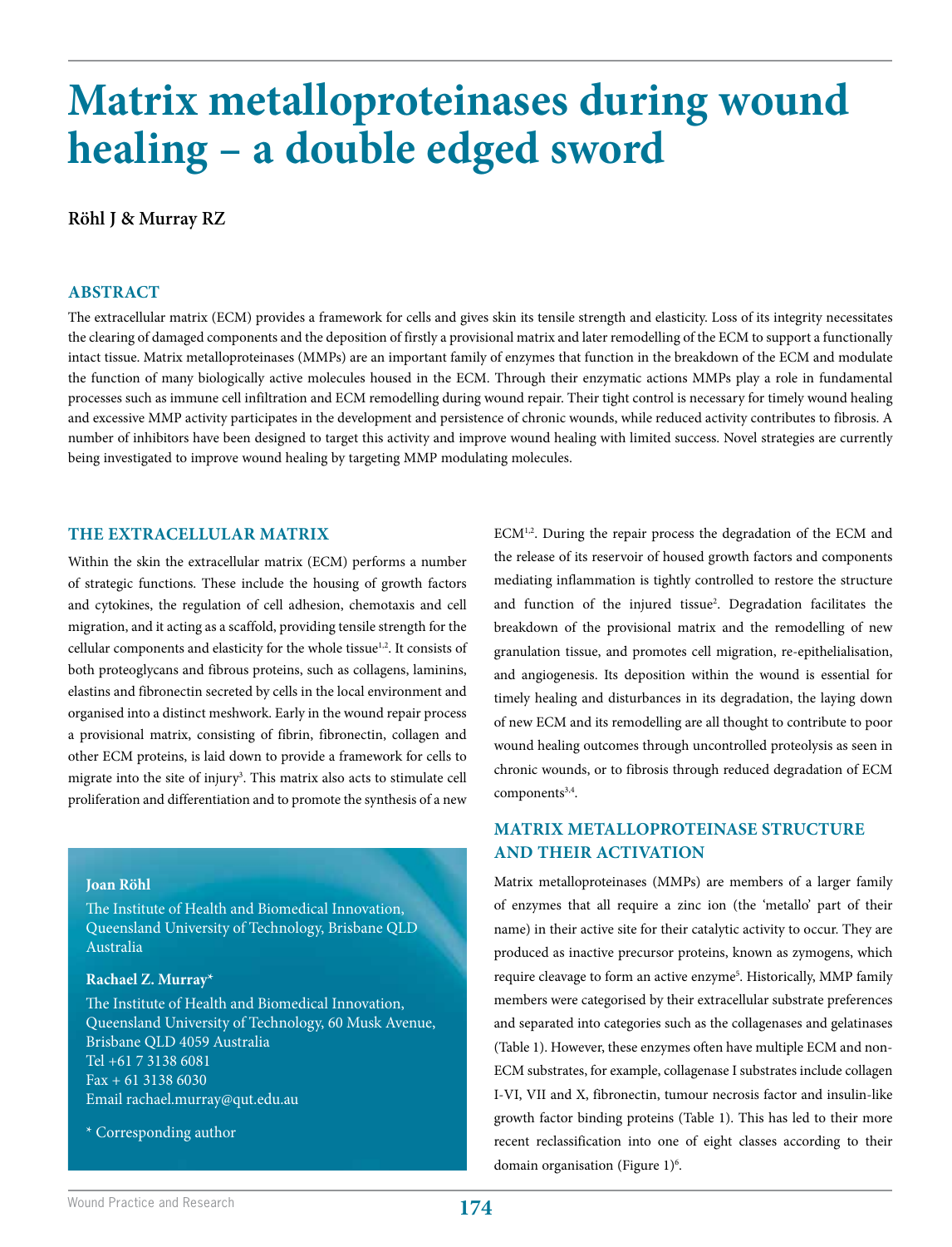# Matrix metalloproteinases during wound healing – a double edged sword

**Röhl J & Murray RZ**

## ABSTRACT

The extracellular matrix (ECM) provides a framework for cells and gives skin its tensile strength and elasticity. Loss of its integrity necessitates the clearing of damaged components and the deposition of firstly a provisional matrix and later remodelling of the ECM to support a functionally intact tissue. Matrix metalloproteinases (MMPs) are an important family of enzymes that function in the breakdown of the ECM and modulate the function of many biologically active molecules housed in the ECM. Through their enzymatic actions MMPs play a role in fundamental processes such as immune cell infiltration and ECM remodelling during wound repair. Their tight control is necessary for timely wound healing and excessive MMP activity participates in the development and persistence of chronic wounds, while reduced activity contributes to fibrosis. A number of inhibitors have been designed to target this activity and improve wound healing with limited success. Novel strategies are currently being investigated to improve wound healing by targeting MMP modulating molecules.

## THE EXTRACELLULAR MATRIX

Within the skin the extracellular matrix (ECM) performs a number of strategic functions. These include the housing of growth factors and cytokines, the regulation of cell adhesion, chemotaxis and cell migration, and it acting as a scaffold, providing tensile strength for the cellular components and elasticity for the whole tissue[1,2]. It consists of both proteoglycans and fibrous proteins, such as collagens, laminins, elastins and fibronectin secreted by cells in the local environment and organised into a distinct meshwork. Early in the wound repair process a provisional matrix, consisting of fibrin, fibronectin, collagen and other ECM proteins, is laid down to provide a framework for cells to migrate into the site of injury[3]. This matrix also acts to stimulate cell proliferation and differentiation and to promote the synthesis of a new ECM[1,2]. During the repair process the degradation of the ECM and the release of its reservoir of housed growth factors and components mediating inflammation is tightly controlled to restore the structure and function of the injured tissue[2]. Degradation facilitates the breakdown of the provisional matrix and the remodelling of new granulation tissue, and promotes cell migration, re-epithelialisation, and angiogenesis. Its deposition within the wound is essential for timely healing and disturbances in its degradation, the laying down of new ECM and its remodelling are all thought to contribute to poor wound healing outcomes through uncontrolled proteolysis as seen in chronic wounds, or to fibrosis through reduced degradation of ECM components[3,4].

**Joan Röhl**

The Institute of Health and Biomedical Innovation, Queensland University of Technology, Brisbane QLD Australia

**Rachael Z. Murray***

The Institute of Health and Biomedical Innovation, Queensland University of Technology, 60 Musk Avenue, Brisbane QLD 4059 Australia
Tel +61 7 3138 6081
Fax + 61 3138 6030
Email rachael.murray@qut.edu.au

\* Corresponding author

## MATRIX METALLOPROTEINASE STRUCTURE AND THEIR ACTIVATION

Matrix metalloproteinases (MMPs) are members of a larger family of enzymes that all require a zinc ion (the 'metallo' part of their name) in their active site for their catalytic activity to occur. They are produced as inactive precursor proteins, known as zymogens, which require cleavage to form an active enzyme[5]. Historically, MMP family members were categorised by their extracellular substrate preferences and separated into categories such as the collagenases and gelatinases (Table 1). However, these enzymes often have multiple ECM and non-ECM substrates, for example, collagenase I substrates include collagen I-VI, VII and X, fibronectin, tumour necrosis factor and insulin-like growth factor binding proteins (Table 1). This has led to their more recent reclassification into one of eight classes according to their domain organisation (Figure 1)[6].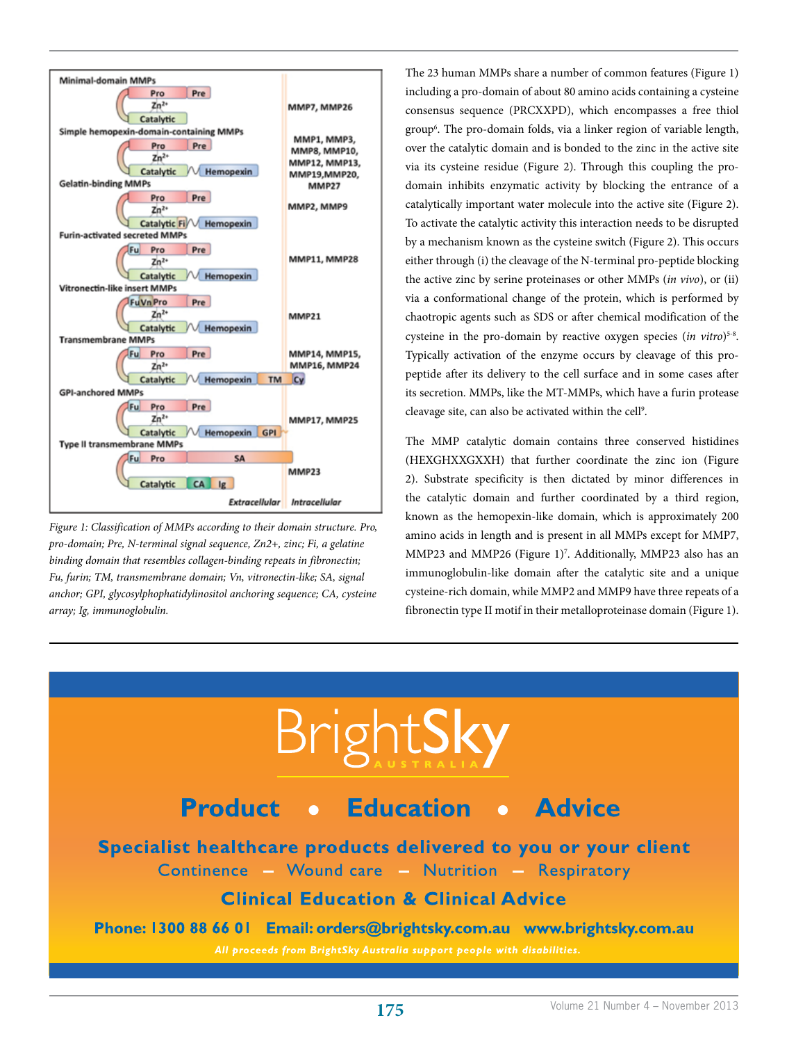Figure 1: Classification of MMPs according to their domain structure. Pro, pro-domain; Pre, N-terminal signal sequence, Zn2+, zinc; Fi, a gelatine binding domain that resembles collagen-binding repeats in fibronectin; Fu, furin; TM, transmembrane domain; Vn, vitronectin-like; SA, signal anchor; GPI, glycosylphophatidylinositol anchoring sequence; CA, cysteine array; Ig, immunoglobulin.

The 23 human MMPs share a number of common features (Figure 1) including a pro-domain of about 80 amino acids containing a cysteine consensus sequence (PRCXXPD), which encompasses a free thiol group[6]. The pro-domain folds, via a linker region of variable length, over the catalytic domain and is bonded to the zinc in the active site via its cysteine residue (Figure 2). Through this coupling the pro-domain inhibits enzymatic activity by blocking the entrance of a catalytically important water molecule into the active site (Figure 2). To activate the catalytic activity this interaction needs to be disrupted by a mechanism known as the cysteine switch (Figure 2). This occurs either through (i) the cleavage of the N-terminal pro-peptide blocking the active zinc by serine proteinases or other MMPs (*in vivo*), or (ii) via a conformational change of the protein, which is performed by chaotropic agents such as SDS or after chemical modification of the cysteine in the pro-domain by reactive oxygen species (*in vitro*)[5-8]. Typically activation of the enzyme occurs by cleavage of this pro-peptide after its delivery to the cell surface and in some cases after its secretion. MMPs, like the MT-MMPs, which have a furin protease cleavage site, can also be activated within the cell[9].

The MMP catalytic domain contains three conserved histidines (HEXGHXXGXXH) that further coordinate the zinc ion (Figure 2). Substrate specificity is then dictated by minor differences in the catalytic domain and further coordinated by a third region, known as the hemopexin-like domain, which is approximately 200 amino acids in length and is present in all MMPs except for MMP7, MMP23 and MMP26 (Figure 1)[7]. Additionally, MMP23 also has an immunoglobulin-like domain after the catalytic site and a unique cysteine-rich domain, while MMP2 and MMP9 have three repeats of a fibronectin type II motif in their metalloproteinase domain (Figure 1).

BrightSky AUSTRALIA

**Product • Education • Advice**

**Specialist healthcare products delivered to you or your client**

Continence – Wound care – Nutrition – Respiratory

**Clinical Education & Clinical Advice**

**Phone: 1300 88 66 01 Email: orders@brightsky.com.au www.brightsky.com.au**

*All proceeds from BrightSky Australia support people with disabilities.*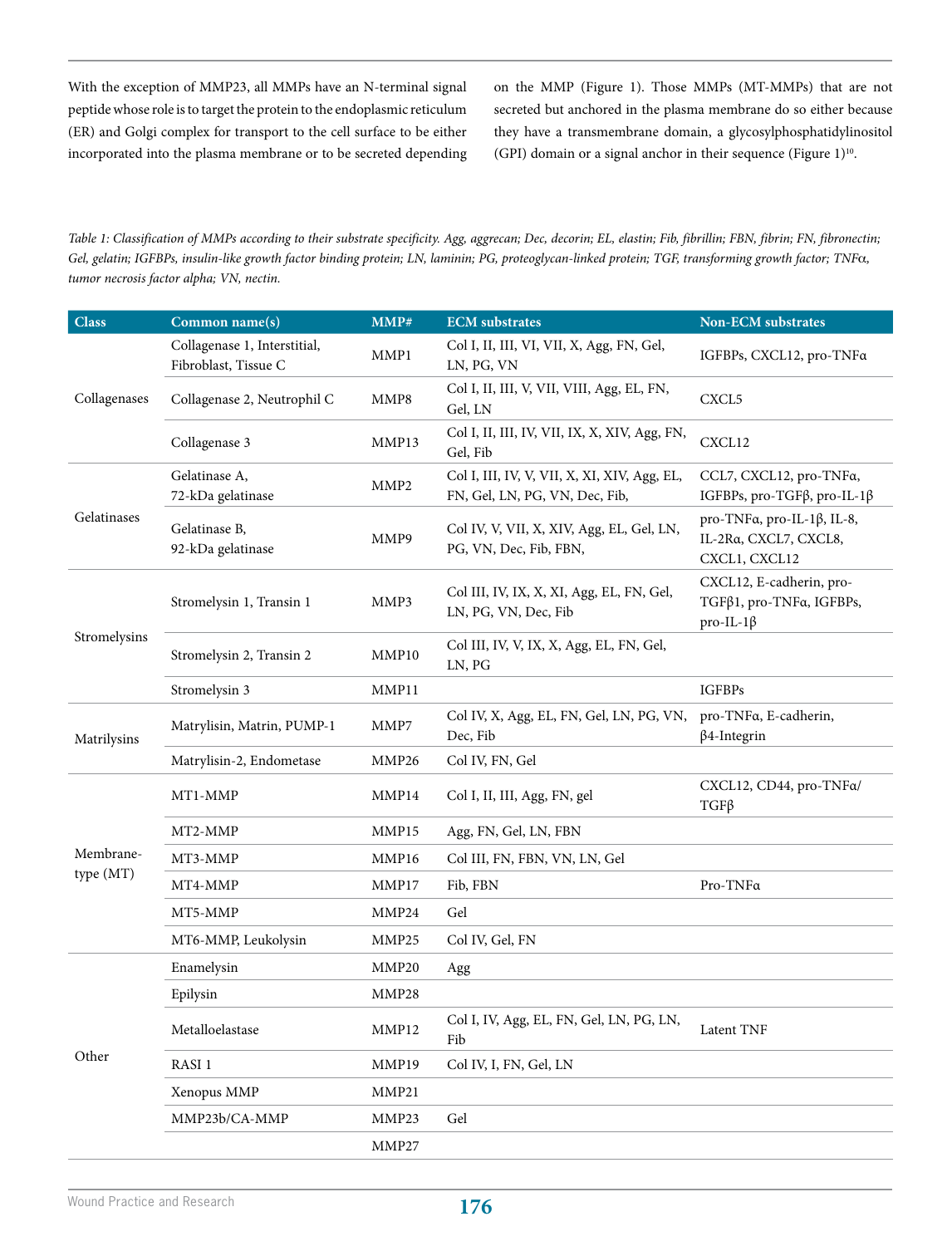With the exception of MMP23, all MMPs have an N-terminal signal peptide whose role is to target the protein to the endoplasmic reticulum (ER) and Golgi complex for transport to the cell surface to be either incorporated into the plasma membrane or to be secreted depending on the MMP (Figure 1). Those MMPs (MT-MMPs) that are not secreted but anchored in the plasma membrane do so either because they have a transmembrane domain, a glycosylphosphatidylinositol (GPI) domain or a signal anchor in their sequence (Figure 1)[10].

*Table 1: Classification of MMPs according to their substrate specificity. Agg, aggrecan; Dec, decorin; EL, elastin; Fib, fibrillin; FBN, fibrin; FN, fibronectin; Gel, gelatin; IGFBPs, insulin-like growth factor binding protein; LN, laminin; PG, proteoglycan-linked protein; TGF, transforming growth factor; TNFα, tumor necrosis factor alpha; VN, nectin.*

| Class | Common name(s) | MMP# | ECM substrates | Non-ECM substrates |
|---|---|---|---|---|
| Collagenases | Collagenase 1, Interstitial, Fibroblast, Tissue C | MMP1 | Col I, II, III, VI, VII, X, Agg, FN, Gel, LN, PG, VN | IGFBPs, CXCL12, pro-TNFα |
| | Collagenase 2, Neutrophil C | MMP8 | Col I, II, III, V, VII, VIII, Agg, EL, FN, Gel, LN | CXCL5 |
| | Collagenase 3 | MMP13 | Col I, II, III, IV, VII, IX, X, XIV, Agg, FN, Gel, Fib | CXCL12 |
| Gelatinases | Gelatinase A, 72-kDa gelatinase | MMP2 | Col I, III, IV, V, VII, X, XI, XIV, Agg, EL, FN, Gel, LN, PG, VN, Dec, Fib, | CCL7, CXCL12, pro-TNFα, IGFBPs, pro-TGFβ, pro-IL-1β |
| | Gelatinase B, 92-kDa gelatinase | MMP9 | Col IV, V, VII, X, XIV, Agg, EL, Gel, LN, PG, VN, Dec, Fib, FBN, | pro-TNFα, pro-IL-1β, IL-8, IL-2Rα, CXCL7, CXCL8, CXCL1, CXCL12 |
| Stromelysins | Stromelysin 1, Transin 1 | MMP3 | Col III, IV, IX, X, XI, Agg, EL, FN, Gel, LN, PG, VN, Dec, Fib | CXCL12, E-cadherin, pro-TGFβ1, pro-TNFα, IGFBPs, pro-IL-1β |
| | Stromelysin 2, Transin 2 | MMP10 | Col III, IV, V, IX, X, Agg, EL, FN, Gel, LN, PG | |
| | Stromelysin 3 | MMP11 | | IGFBPs |
| Matrilysins | Matrylisin, Matrin, PUMP-1 | MMP7 | Col IV, X, Agg, EL, FN, Gel, LN, PG, VN, Dec, Fib | pro-TNFα, E-cadherin, β4-Integrin |
| | Matrylisin-2, Endometase | MMP26 | Col IV, FN, Gel | |
| Membrane-type (MT) | MT1-MMP | MMP14 | Col I, II, III, Agg, FN, gel | CXCL12, CD44, pro-TNFα/TGFβ |
| | MT2-MMP | MMP15 | Agg, FN, Gel, LN, FBN | |
| | MT3-MMP | MMP16 | Col III, FN, FBN, VN, LN, Gel | |
| | MT4-MMP | MMP17 | Fib, FBN | Pro-TNFα |
| | MT5-MMP | MMP24 | Gel | |
| | MT6-MMP, Leukolysin | MMP25 | Col IV, Gel, FN | |
| Other | Enamelysin | MMP20 | Agg | |
| | Epilysin | MMP28 | | |
| | Metalloelastase | MMP12 | Col I, IV, Agg, EL, FN, Gel, LN, PG, LN, Fib | Latent TNF |
| | RASI 1 | MMP19 | Col IV, I, FN, Gel, LN | |
| | Xenopus MMP | MMP21 | | |
| | MMP23b/CA-MMP | MMP23 | Gel | |
| | | MMP27 | | |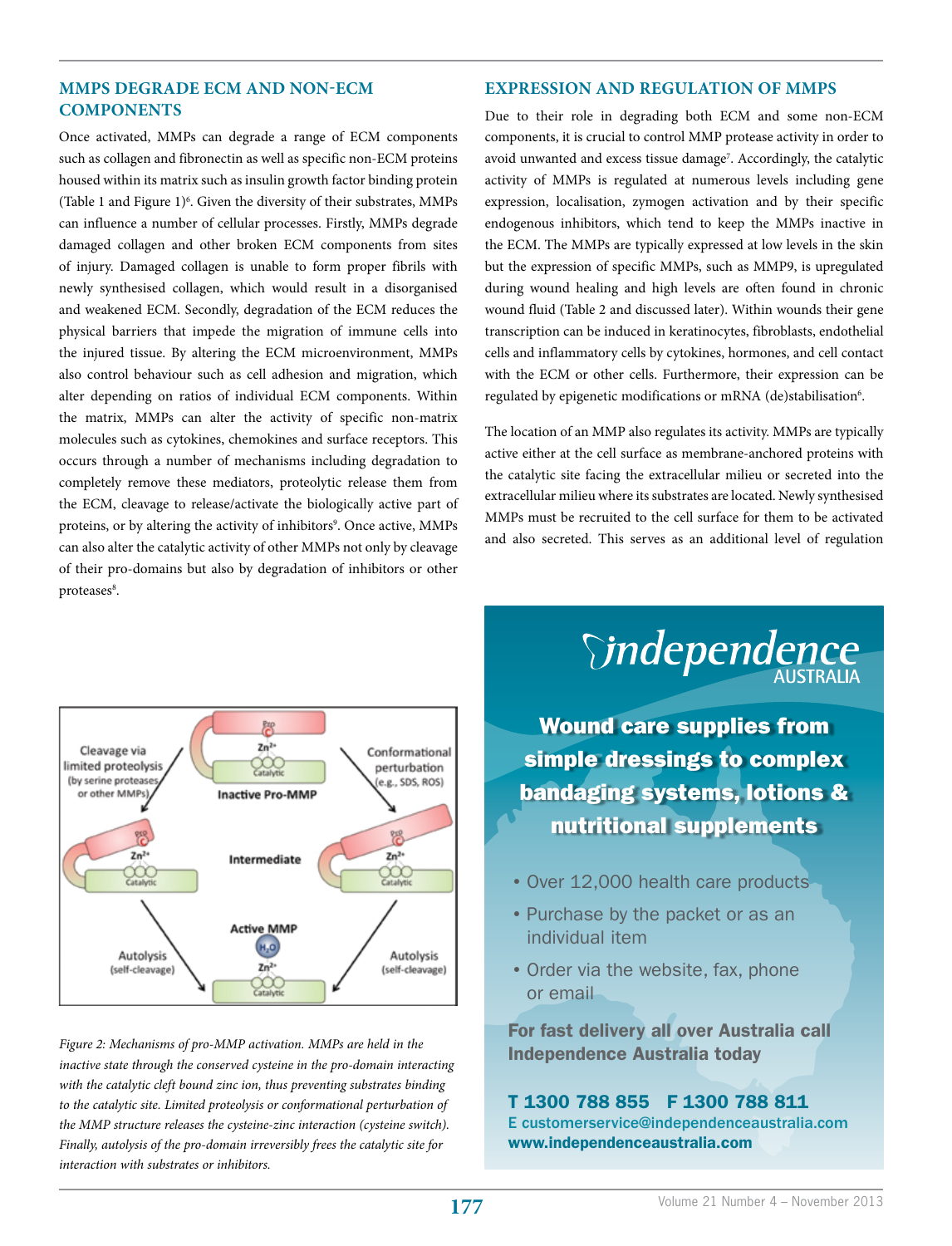## MMPS DEGRADE ECM AND NON-ECM COMPONENTS

Once activated, MMPs can degrade a range of ECM components such as collagen and fibronectin as well as specific non-ECM proteins housed within its matrix such as insulin growth factor binding protein (Table 1 and Figure 1)[6]. Given the diversity of their substrates, MMPs can influence a number of cellular processes. Firstly, MMPs degrade damaged collagen and other broken ECM components from sites of injury. Damaged collagen is unable to form proper fibrils with newly synthesised collagen, which would result in a disorganised and weakened ECM. Secondly, degradation of the ECM reduces the physical barriers that impede the migration of immune cells into the injured tissue. By altering the ECM microenvironment, MMPs also control behaviour such as cell adhesion and migration, which alter depending on ratios of individual ECM components. Within the matrix, MMPs can alter the activity of specific non-matrix molecules such as cytokines, chemokines and surface receptors. This occurs through a number of mechanisms including degradation to completely remove these mediators, proteolytic release them from the ECM, cleavage to release/activate the biologically active part of proteins, or by altering the activity of inhibitors[9]. Once active, MMPs can also alter the catalytic activity of other MMPs not only by cleavage of their pro-domains but also by degradation of inhibitors or other proteases[8].

*Figure 2: Mechanisms of pro-MMP activation. MMPs are held in the inactive state through the conserved cysteine in the pro-domain interacting with the catalytic cleft bound zinc ion, thus preventing substrates binding to the catalytic site. Limited proteolysis or conformational perturbation of the MMP structure releases the cysteine-zinc interaction (cysteine switch). Finally, autolysis of the pro-domain irreversibly frees the catalytic site for interaction with substrates or inhibitors.*

## EXPRESSION AND REGULATION OF MMPS

Due to their role in degrading both ECM and some non-ECM components, it is crucial to control MMP protease activity in order to avoid unwanted and excess tissue damage[7]. Accordingly, the catalytic activity of MMPs is regulated at numerous levels including gene expression, localisation, zymogen activation and by their specific endogenous inhibitors, which tend to keep the MMPs inactive in the ECM. The MMPs are typically expressed at low levels in the skin but the expression of specific MMPs, such as MMP9, is upregulated during wound healing and high levels are often found in chronic wound fluid (Table 2 and discussed later). Within wounds their gene transcription can be induced in keratinocytes, fibroblasts, endothelial cells and inflammatory cells by cytokines, hormones, and cell contact with the ECM or other cells. Furthermore, their expression can be regulated by epigenetic modifications or mRNA (de)stabilisation[6].

The location of an MMP also regulates its activity. MMPs are typically active either at the cell surface as membrane-anchored proteins with the catalytic site facing the extracellular milieu or secreted into the extracellular milieu where its substrates are located. Newly synthesised MMPs must be recruited to the cell surface for them to be activated and also secreted. This serves as an additional level of regulation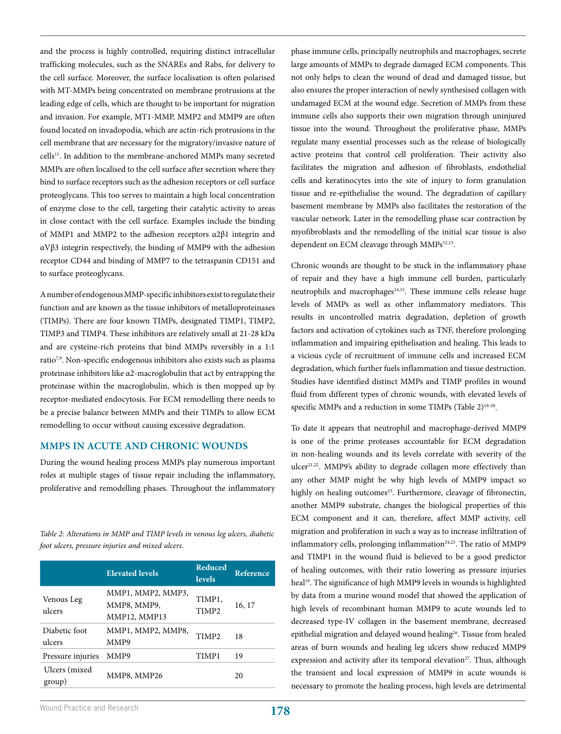and the process is highly controlled, requiring distinct intracellular trafficking molecules, such as the SNAREs and Rabs, for delivery to the cell surface. Moreover, the surface localisation is often polarised with MT-MMPs being concentrated on membrane protrusions at the leading edge of cells, which are thought to be important for migration and invasion. For example, MT1-MMP, MMP2 and MMP9 are often found located on invadopodia, which are actin-rich protrusions in the cell membrane that are necessary for the migratory/invasive nature of cells[11]. In addition to the membrane-anchored MMPs many secreted MMPs are often localised to the cell surface after secretion where they bind to surface receptors such as the adhesion receptors or cell surface proteoglycans. This too serves to maintain a high local concentration of enzyme close to the cell, targeting their catalytic activity to areas in close contact with the cell surface. Examples include the binding of MMP1 and MMP2 to the adhesion receptors α2β1 integrin and αVβ3 integrin respectively, the binding of MMP9 with the adhesion receptor CD44 and binding of MMP7 to the tetraspanin CD151 and to surface proteoglycans.

A number of endogenous MMP-specific inhibitors exist to regulate their function and are known as the tissue inhibitors of metalloproteinases (TIMPs). There are four known TIMPs, designated TIMP1, TIMP2, TIMP3 and TIMP4. These inhibitors are relatively small at 21-28 kDa and are cysteine-rich proteins that bind MMPs reversibly in a 1:1 ratio[7,9]. Non-specific endogenous inhibitors also exists such as plasma proteinase inhibitors like α2-macroglobulin that act by entrapping the proteinase within the macroglobulin, which is then mopped up by receptor-mediated endocytosis. For ECM remodelling there needs to be a precise balance between MMPs and their TIMPs to allow ECM remodelling to occur without causing excessive degradation.

## MMPS IN ACUTE AND CHRONIC WOUNDS

During the wound healing process MMPs play numerous important roles at multiple stages of tissue repair including the inflammatory, proliferative and remodelling phases. Throughout the inflammatory phase immune cells, principally neutrophils and macrophages, secrete large amounts of MMPs to degrade damaged ECM components. This not only helps to clean the wound of dead and damaged tissue, but also ensures the proper interaction of newly synthesised collagen with undamaged ECM at the wound edge. Secretion of MMPs from these immune cells also supports their own migration through uninjured tissue into the wound. Throughout the proliferative phase, MMPs regulate many essential processes such as the release of biologically active proteins that control cell proliferation. Their activity also facilitates the migration and adhesion of fibroblasts, endothelial cells and keratinocytes into the site of injury to form granulation tissue and re-epithelialise the wound. The degradation of capillary basement membrane by MMPs also facilitates the restoration of the vascular network. Later in the remodelling phase scar contraction by myofibroblasts and the remodelling of the initial scar tissue is also dependent on ECM cleavage through MMPs[12,13].

*Table 2: Alterations in MMP and TIMP levels in venous leg ulcers, diabetic foot ulcers, pressure injuries and mixed ulcers.*

| | Elevated levels | Reduced levels | Reference |
|---|---|---|---|
| Venous Leg ulcers | MMP1, MMP2, MMP3, MMP8, MMP9, MMP12, MMP13 | TIMP1, TIMP2 | 16, 17 |
| Diabetic foot ulcers | MMP1, MMP2, MMP8, MMP9 | TIMP2 | 18 |
| Pressure injuries | MMP9 | TIMP1 | 19 |
| Ulcers (mixed group) | MMP8, MMP26 | | 20 |

Chronic wounds are thought to be stuck in the inflammatory phase of repair and they have a high immune cell burden, particularly neutrophils and macrophages[14,15]. These immune cells release huge levels of MMPs as well as other inflammatory mediators. This results in uncontrolled matrix degradation, depletion of growth factors and activation of cytokines such as TNF, therefore prolonging inflammation and impairing epithelisation and healing. This leads to a vicious cycle of recruitment of immune cells and increased ECM degradation, which further fuels inflammation and tissue destruction. Studies have identified distinct MMPs and TIMP profiles in wound fluid from different types of chronic wounds, with elevated levels of specific MMPs and a reduction in some TIMPs (Table 2)[16-20].

To date it appears that neutrophil and macrophage-derived MMP9 is one of the prime proteases accountable for ECM degradation in non-healing wounds and its levels correlate with severity of the ulcer[21,22]. MMP9's ability to degrade collagen more effectively than any other MMP might be why high levels of MMP9 impact so highly on healing outcomes[23]. Furthermore, cleavage of fibronectin, another MMP9 substrate, changes the biological properties of this ECM component and it can, therefore, affect MMP activity, cell migration and proliferation in such a way as to increase infiltration of inflammatory cells, prolonging inflammation[24,25]. The ratio of MMP9 and TIMP1 in the wound fluid is believed to be a good predictor of healing outcomes, with their ratio lowering as pressure injuries heal[19]. The significance of high MMP9 levels in wounds is highlighted by data from a murine wound model that showed the application of high levels of recombinant human MMP9 to acute wounds led to decreased type-IV collagen in the basement membrane, decreased epithelial migration and delayed wound healing[26]. Tissue from healed areas of burn wounds and healing leg ulcers show reduced MMP9 expression and activity after its temporal elevation[27]. Thus, although the transient and local expression of MMP9 in acute wounds is necessary to promote the healing process, high levels are detrimental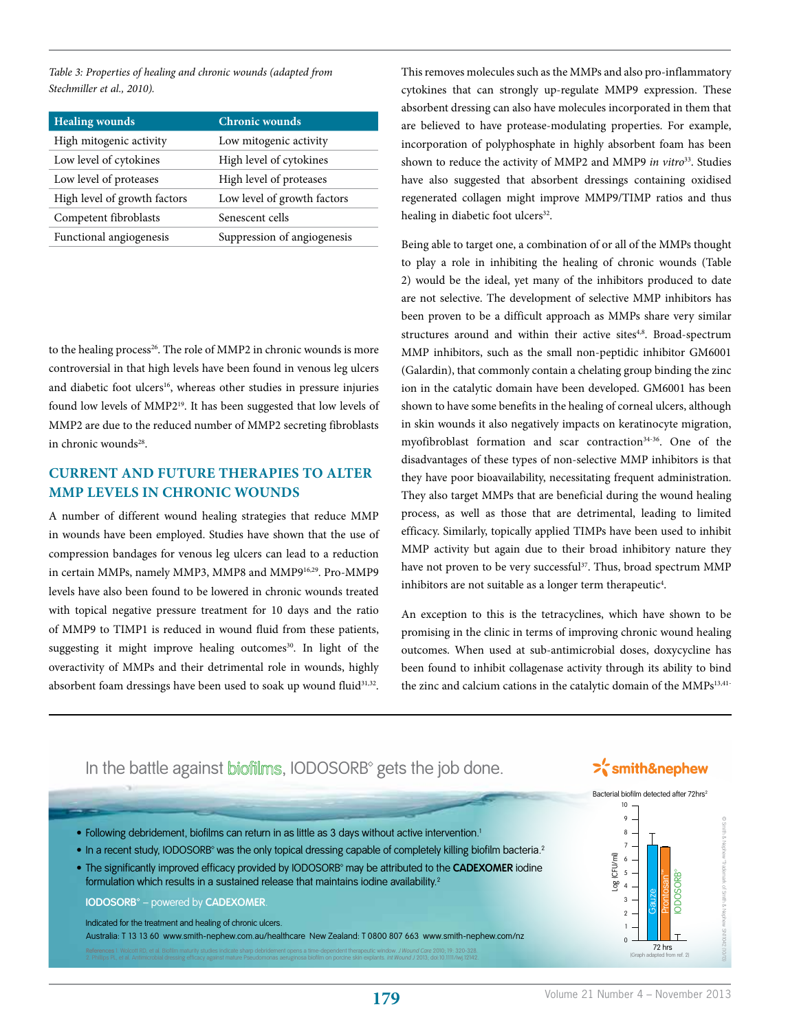*Table 3: Properties of healing and chronic wounds (adapted from Stechmiller et al., 2010).*

| Healing wounds | Chronic wounds |
|---|---|
| High mitogenic activity | Low mitogenic activity |
| Low level of cytokines | High level of cytokines |
| Low level of proteases | High level of proteases |
| High level of growth factors | Low level of growth factors |
| Competent fibroblasts | Senescent cells |
| Functional angiogenesis | Suppression of angiogenesis |

to the healing process[26]. The role of MMP2 in chronic wounds is more controversial in that high levels have been found in venous leg ulcers and diabetic foot ulcers[16], whereas other studies in pressure injuries found low levels of MMP2[19]. It has been suggested that low levels of MMP2 are due to the reduced number of MMP2 secreting fibroblasts in chronic wounds[28].

## CURRENT AND FUTURE THERAPIES TO ALTER MMP LEVELS IN CHRONIC WOUNDS

A number of different wound healing strategies that reduce MMP in wounds have been employed. Studies have shown that the use of compression bandages for venous leg ulcers can lead to a reduction in certain MMPs, namely MMP3, MMP8 and MMP9[16,29]. Pro-MMP9 levels have also been found to be lowered in chronic wounds treated with topical negative pressure treatment for 10 days and the ratio of MMP9 to TIMP1 is reduced in wound fluid from these patients, suggesting it might improve healing outcomes[30]. In light of the overactivity of MMPs and their detrimental role in wounds, highly absorbent foam dressings have been used to soak up wound fluid[31,32]. This removes molecules such as the MMPs and also pro-inflammatory cytokines that can strongly up-regulate MMP9 expression. These absorbent dressing can also have molecules incorporated in them that are believed to have protease-modulating properties. For example, incorporation of polyphosphate in highly absorbent foam has been shown to reduce the activity of MMP2 and MMP9 *in vitro*[33]. Studies have also suggested that absorbent dressings containing oxidised regenerated collagen might improve MMP9/TIMP ratios and thus healing in diabetic foot ulcers[32].

Being able to target one, a combination of or all of the MMPs thought to play a role in inhibiting the healing of chronic wounds (Table 2) would be the ideal, yet many of the inhibitors produced to date are not selective. The development of selective MMP inhibitors has been proven to be a difficult approach as MMPs share very similar structures around and within their active sites[4,8]. Broad-spectrum MMP inhibitors, such as the small non-peptidic inhibitor GM6001 (Galardin), that commonly contain a chelating group binding the zinc ion in the catalytic domain have been developed. GM6001 has been shown to have some benefits in the healing of corneal ulcers, although in skin wounds it also negatively impacts on keratinocyte migration, myofibroblast formation and scar contraction[34-36]. One of the disadvantages of these types of non-selective MMP inhibitors is that they have poor bioavailability, necessitating frequent administration. They also target MMPs that are beneficial during the wound healing process, as well as those that are detrimental, leading to limited efficacy. Similarly, topically applied TIMPs have been used to inhibit MMP activity but again due to their broad inhibitory nature they have not proven to be very successful[37]. Thus, broad spectrum MMP inhibitors are not suitable as a longer term therapeutic[4].

An exception to this is the tetracyclines, which have shown to be promising in the clinic in terms of improving chronic wound healing outcomes. When used at sub-antimicrobial doses, doxycycline has been found to inhibit collagenase activity through its ability to bind the zinc and calcium cations in the catalytic domain of the MMPs[13,41-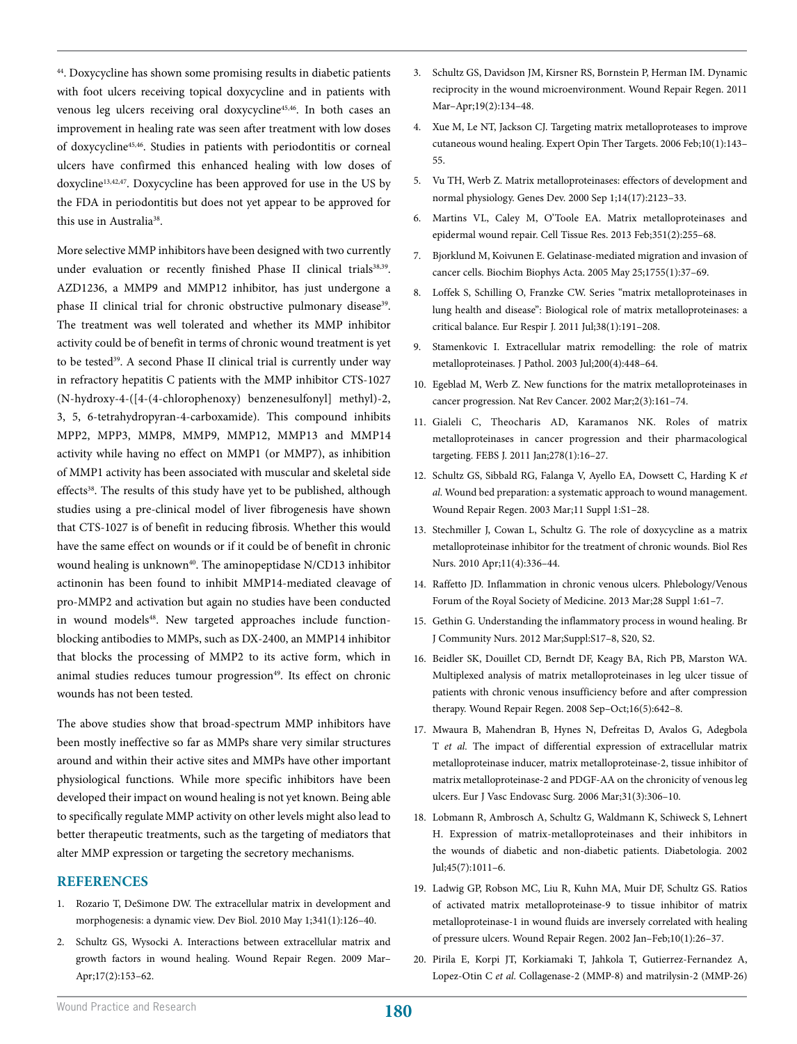[44]. Doxycycline has shown some promising results in diabetic patients with foot ulcers receiving topical doxycycline and in patients with venous leg ulcers receiving oral doxycycline[45,46]. In both cases an improvement in healing rate was seen after treatment with low doses of doxycycline[45,46]. Studies in patients with periodontitis or corneal ulcers have confirmed this enhanced healing with low doses of doxycline[13,42,47]. Doxycycline has been approved for use in the US by the FDA in periodontitis but does not yet appear to be approved for this use in Australia[38].

More selective MMP inhibitors have been designed with two currently under evaluation or recently finished Phase II clinical trials[38,39]. AZD1236, a MMP9 and MMP12 inhibitor, has just undergone a phase II clinical trial for chronic obstructive pulmonary disease[39]. The treatment was well tolerated and whether its MMP inhibitor activity could be of benefit in terms of chronic wound treatment is yet to be tested[39]. A second Phase II clinical trial is currently under way in refractory hepatitis C patients with the MMP inhibitor CTS-1027 (N-hydroxy-4-([4-(4-chlorophenoxy) benzenesulfonyl] methyl)-2, 3, 5, 6-tetrahydropyran-4-carboxamide). This compound inhibits MPP2, MPP3, MMP8, MMP9, MMP12, MMP13 and MMP14 activity while having no effect on MMP1 (or MMP7), as inhibition of MMP1 activity has been associated with muscular and skeletal side effects[38]. The results of this study have yet to be published, although studies using a pre-clinical model of liver fibrogenesis have shown that CTS-1027 is of benefit in reducing fibrosis. Whether this would have the same effect on wounds or if it could be of benefit in chronic wound healing is unknown[40]. The aminopeptidase N/CD13 inhibitor actinonin has been found to inhibit MMP14-mediated cleavage of pro-MMP2 and activation but again no studies have been conducted in wound models[48]. New targeted approaches include function-blocking antibodies to MMPs, such as DX-2400, an MMP14 inhibitor that blocks the processing of MMP2 to its active form, which in animal studies reduces tumour progression[49]. Its effect on chronic wounds has not been tested.

The above studies show that broad-spectrum MMP inhibitors have been mostly ineffective so far as MMPs share very similar structures around and within their active sites and MMPs have other important physiological functions. While more specific inhibitors have been developed their impact on wound healing is not yet known. Being able to specifically regulate MMP activity on other levels might also lead to better therapeutic treatments, such as the targeting of mediators that alter MMP expression or targeting the secretory mechanisms.

## REFERENCES

1. Rozario T, DeSimone DW. The extracellular matrix in development and morphogenesis: a dynamic view. Dev Biol. 2010 May 1;341(1):126–40.
2. Schultz GS, Wysocki A. Interactions between extracellular matrix and growth factors in wound healing. Wound Repair Regen. 2009 Mar–Apr;17(2):153–62.
3. Schultz GS, Davidson JM, Kirsner RS, Bornstein P, Herman IM. Dynamic reciprocity in the wound microenvironment. Wound Repair Regen. 2011 Mar–Apr;19(2):134–48.
4. Xue M, Le NT, Jackson CJ. Targeting matrix metalloproteases to improve cutaneous wound healing. Expert Opin Ther Targets. 2006 Feb;10(1):143–55.
5. Vu TH, Werb Z. Matrix metalloproteinases: effectors of development and normal physiology. Genes Dev. 2000 Sep 1;14(17):2123–33.
6. Martins VL, Caley M, O'Toole EA. Matrix metalloproteinases and epidermal wound repair. Cell Tissue Res. 2013 Feb;351(2):255–68.
7. Bjorklund M, Koivunen E. Gelatinase-mediated migration and invasion of cancer cells. Biochim Biophys Acta. 2005 May 25;1755(1):37–69.
8. Loffek S, Schilling O, Franzke CW. Series "matrix metalloproteinases in lung health and disease": Biological role of matrix metalloproteinases: a critical balance. Eur Respir J. 2011 Jul;38(1):191–208.
9. Stamenkovic I. Extracellular matrix remodelling: the role of matrix metalloproteinases. J Pathol. 2003 Jul;200(4):448–64.
10. Egeblad M, Werb Z. New functions for the matrix metalloproteinases in cancer progression. Nat Rev Cancer. 2002 Mar;2(3):161–74.
11. Gialeli C, Theocharis AD, Karamanos NK. Roles of matrix metalloproteinases in cancer progression and their pharmacological targeting. FEBS J. 2011 Jan;278(1):16–27.
12. Schultz GS, Sibbald RG, Falanga V, Ayello EA, Dowsett C, Harding K *et al.* Wound bed preparation: a systematic approach to wound management. Wound Repair Regen. 2003 Mar;11 Suppl 1:S1–28.
13. Stechmiller J, Cowan L, Schultz G. The role of doxycycline as a matrix metalloproteinase inhibitor for the treatment of chronic wounds. Biol Res Nurs. 2010 Apr;11(4):336–44.
14. Raffetto JD. Inflammation in chronic venous ulcers. Phlebology/Venous Forum of the Royal Society of Medicine. 2013 Mar;28 Suppl 1:61–7.
15. Gethin G. Understanding the inflammatory process in wound healing. Br J Community Nurs. 2012 Mar;Suppl:S17–8, S20, S2.
16. Beidler SK, Douillet CD, Berndt DF, Keagy BA, Rich PB, Marston WA. Multiplexed analysis of matrix metalloproteinases in leg ulcer tissue of patients with chronic venous insufficiency before and after compression therapy. Wound Repair Regen. 2008 Sep–Oct;16(5):642–8.
17. Mwaura B, Mahendran B, Hynes N, Defreitas D, Avalos G, Adegbola T *et al.* The impact of differential expression of extracellular matrix metalloproteinase inducer, matrix metalloproteinase-2, tissue inhibitor of matrix metalloproteinase-2 and PDGF-AA on the chronicity of venous leg ulcers. Eur J Vasc Endovasc Surg. 2006 Mar;31(3):306–10.
18. Lobmann R, Ambrosch A, Schultz G, Waldmann K, Schiweck S, Lehnert H. Expression of matrix-metalloproteinases and their inhibitors in the wounds of diabetic and non-diabetic patients. Diabetologia. 2002 Jul;45(7):1011–6.
19. Ladwig GP, Robson MC, Liu R, Kuhn MA, Muir DF, Schultz GS. Ratios of activated matrix metalloproteinase-9 to tissue inhibitor of matrix metalloproteinase-1 in wound fluids are inversely correlated with healing of pressure ulcers. Wound Repair Regen. 2002 Jan–Feb;10(1):26–37.
20. Pirila E, Korpi JT, Korkiamaki T, Jahkola T, Gutierrez-Fernandez A, Lopez-Otin C *et al.* Collagenase-2 (MMP-8) and matrilysin-2 (MMP-26)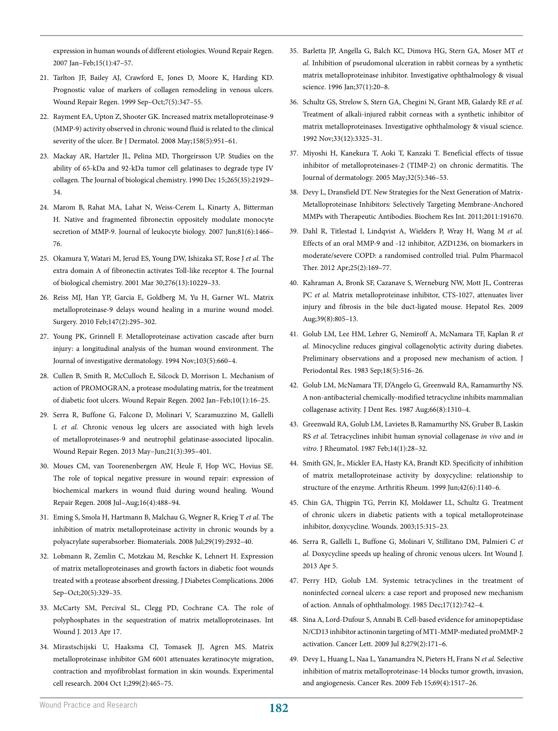expression in human wounds of different etiologies. Wound Repair Regen. 2007 Jan–Feb;15(1):47–57.

21. Tarlton JF, Bailey AJ, Crawford E, Jones D, Moore K, Harding KD. Prognostic value of markers of collagen remodeling in venous ulcers. Wound Repair Regen. 1999 Sep–Oct;7(5):347–55.
22. Rayment EA, Upton Z, Shooter GK. Increased matrix metalloproteinase-9 (MMP-9) activity observed in chronic wound fluid is related to the clinical severity of the ulcer. Br J Dermatol. 2008 May;158(5):951–61.
23. Mackay AR, Hartzler JL, Pelina MD, Thorgeirsson UP. Studies on the ability of 65-kDa and 92-kDa tumor cell gelatinases to degrade type IV collagen. The Journal of biological chemistry. 1990 Dec 15;265(35):21929–34.
24. Marom B, Rahat MA, Lahat N, Weiss-Cerem L, Kinarty A, Bitterman H. Native and fragmented fibronectin oppositely modulate monocyte secretion of MMP-9. Journal of leukocyte biology. 2007 Jun;81(6):1466–76.
25. Okamura Y, Watari M, Jerud ES, Young DW, Ishizaka ST, Rose J *et al.* The extra domain A of fibronectin activates Toll-like receptor 4. The Journal of biological chemistry. 2001 Mar 30;276(13):10229–33.
26. Reiss MJ, Han YP, Garcia E, Goldberg M, Yu H, Garner WL. Matrix metalloproteinase-9 delays wound healing in a murine wound model. Surgery. 2010 Feb;147(2):295–302.
27. Young PK, Grinnell F. Metalloproteinase activation cascade after burn injury: a longitudinal analysis of the human wound environment. The Journal of investigative dermatology. 1994 Nov;103(5):660–4.
28. Cullen B, Smith R, McCulloch E, Silcock D, Morrison L. Mechanism of action of PROMOGRAN, a protease modulating matrix, for the treatment of diabetic foot ulcers. Wound Repair Regen. 2002 Jan–Feb;10(1):16–25.
29. Serra R, Buffone G, Falcone D, Molinari V, Scaramuzzino M, Gallelli L *et al.* Chronic venous leg ulcers are associated with high levels of metalloproteinases-9 and neutrophil gelatinase-associated lipocalin. Wound Repair Regen. 2013 May–Jun;21(3):395–401.
30. Moues CM, van Toorenenbergen AW, Heule F, Hop WC, Hovius SE. The role of topical negative pressure in wound repair: expression of biochemical markers in wound fluid during wound healing. Wound Repair Regen. 2008 Jul–Aug;16(4):488–94.
31. Eming S, Smola H, Hartmann B, Malchau G, Wegner R, Krieg T *et al.* The inhibition of matrix metalloproteinase activity in chronic wounds by a polyacrylate superabsorber. Biomaterials. 2008 Jul;29(19):2932–40.
32. Lobmann R, Zemlin C, Motzkau M, Reschke K, Lehnert H. Expression of matrix metalloproteinases and growth factors in diabetic foot wounds treated with a protease absorbent dressing. J Diabetes Complications. 2006 Sep–Oct;20(5):329–35.
33. McCarty SM, Percival SL, Clegg PD, Cochrane CA. The role of polyphosphates in the sequestration of matrix metalloproteinases. Int Wound J. 2013 Apr 17.
34. Mirastschijski U, Haaksma CJ, Tomasek JJ, Agren MS. Matrix metalloproteinase inhibitor GM 6001 attenuates keratinocyte migration, contraction and myofibroblast formation in skin wounds. Experimental cell research. 2004 Oct 1;299(2):465–75.
35. Barletta JP, Angella G, Balch KC, Dimova HG, Stern GA, Moser MT *et al.* Inhibition of pseudomonal ulceration in rabbit corneas by a synthetic matrix metalloproteinase inhibitor. Investigative ophthalmology & visual science. 1996 Jan;37(1):20–8.
36. Schultz GS, Strelow S, Stern GA, Chegini N, Grant MB, Galardy RE *et al.* Treatment of alkali-injured rabbit corneas with a synthetic inhibitor of matrix metalloproteinases. Investigative ophthalmology & visual science. 1992 Nov;33(12):3325–31.
37. Miyoshi H, Kanekura T, Aoki T, Kanzaki T. Beneficial effects of tissue inhibitor of metalloproteinases-2 (TIMP-2) on chronic dermatitis. The Journal of dermatology. 2005 May;32(5):346–53.
38. Devy L, Dransfield DT. New Strategies for the Next Generation of Matrix-Metalloproteinase Inhibitors: Selectively Targeting Membrane-Anchored MMPs with Therapeutic Antibodies. Biochem Res Int. 2011;2011:191670.
39. Dahl R, Titlestad I, Lindqvist A, Wielders P, Wray H, Wang M *et al.* Effects of an oral MMP-9 and -12 inhibitor, AZD1236, on biomarkers in moderate/severe COPD: a randomised controlled trial. Pulm Pharmacol Ther. 2012 Apr;25(2):169–77.
40. Kahraman A, Bronk SF, Cazanave S, Werneburg NW, Mott JL, Contreras PC *et al.* Matrix metalloproteinase inhibitor, CTS-1027, attenuates liver injury and fibrosis in the bile duct-ligated mouse. Hepatol Res. 2009 Aug;39(8):805–13.
41. Golub LM, Lee HM, Lehrer G, Nemiroff A, McNamara TF, Kaplan R *et al.* Minocycline reduces gingival collagenolytic activity during diabetes. Preliminary observations and a proposed new mechanism of action. J Periodontal Res. 1983 Sep;18(5):516–26.
42. Golub LM, McNamara TF, D'Angelo G, Greenwald RA, Ramamurthy NS. A non-antibacterial chemically-modified tetracycline inhibits mammalian collagenase activity. J Dent Res. 1987 Aug;66(8):1310–4.
43. Greenwald RA, Golub LM, Lavietes B, Ramamurthy NS, Gruber B, Laskin RS *et al.* Tetracyclines inhibit human synovial collagenase *in vivo* and *in vitro*. J Rheumatol. 1987 Feb;14(1):28–32.
44. Smith GN, Jr., Mickler EA, Hasty KA, Brandt KD. Specificity of inhibition of matrix metalloproteinase activity by doxycycline: relationship to structure of the enzyme. Arthritis Rheum. 1999 Jun;42(6):1140–6.
45. Chin GA, Thigpin TG, Perrin KJ, Moldawer LL, Schultz G. Treatment of chronic ulcers in diabetic patients with a topical metalloproteinase inhibitor, doxycycline. Wounds. 2003;15:315–23.
46. Serra R, Gallelli L, Buffone G, Molinari V, Stillitano DM, Palmieri C *et al.* Doxycycline speeds up healing of chronic venous ulcers. Int Wound J. 2013 Apr 5.
47. Perry HD, Golub LM. Systemic tetracyclines in the treatment of noninfected corneal ulcers: a case report and proposed new mechanism of action. Annals of ophthalmology. 1985 Dec;17(12):742–4.
48. Sina A, Lord-Dufour S, Annabi B. Cell-based evidence for aminopeptidase N/CD13 inhibitor actinonin targeting of MT1-MMP-mediated proMMP-2 activation. Cancer Lett. 2009 Jul 8;279(2):171–6.
49. Devy L, Huang L, Naa L, Yanamandra N, Pieters H, Frans N *et al.* Selective inhibition of matrix metalloproteinase-14 blocks tumor growth, invasion, and angiogenesis. Cancer Res. 2009 Feb 15;69(4):1517–26.